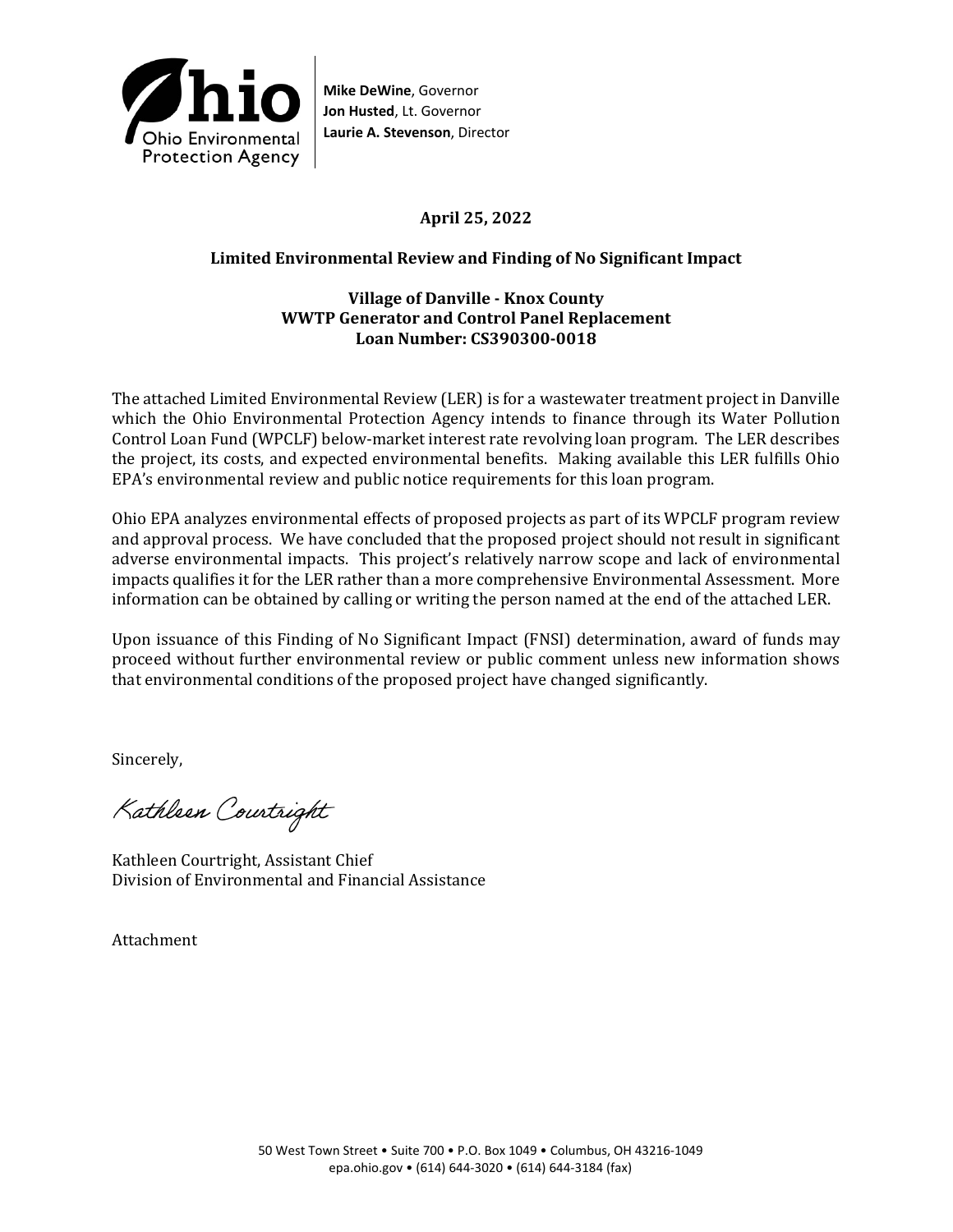Ohio Environmental Protection Agency

**Mike DeWine**, Governor
**Jon Husted**, Lt. Governor
**Laurie A. Stevenson**, Director

**April 25, 2022**

**Limited Environmental Review and Finding of No Significant Impact**

**Village of Danville - Knox County**
**WWTP Generator and Control Panel Replacement**
**Loan Number: CS390300-0018**

The attached Limited Environmental Review (LER) is for a wastewater treatment project in Danville which the Ohio Environmental Protection Agency intends to finance through its Water Pollution Control Loan Fund (WPCLF) below-market interest rate revolving loan program. The LER describes the project, its costs, and expected environmental benefits. Making available this LER fulfills Ohio EPA's environmental review and public notice requirements for this loan program.

Ohio EPA analyzes environmental effects of proposed projects as part of its WPCLF program review and approval process. We have concluded that the proposed project should not result in significant adverse environmental impacts. This project's relatively narrow scope and lack of environmental impacts qualifies it for the LER rather than a more comprehensive Environmental Assessment. More information can be obtained by calling or writing the person named at the end of the attached LER.

Upon issuance of this Finding of No Significant Impact (FNSI) determination, award of funds may proceed without further environmental review or public comment unless new information shows that environmental conditions of the proposed project have changed significantly.

Sincerely,

Kathleen Courtright

Kathleen Courtright, Assistant Chief
Division of Environmental and Financial Assistance

Attachment

50 West Town Street • Suite 700 • P.O. Box 1049 • Columbus, OH 43216-1049
epa.ohio.gov • (614) 644-3020 • (614) 644-3184 (fax)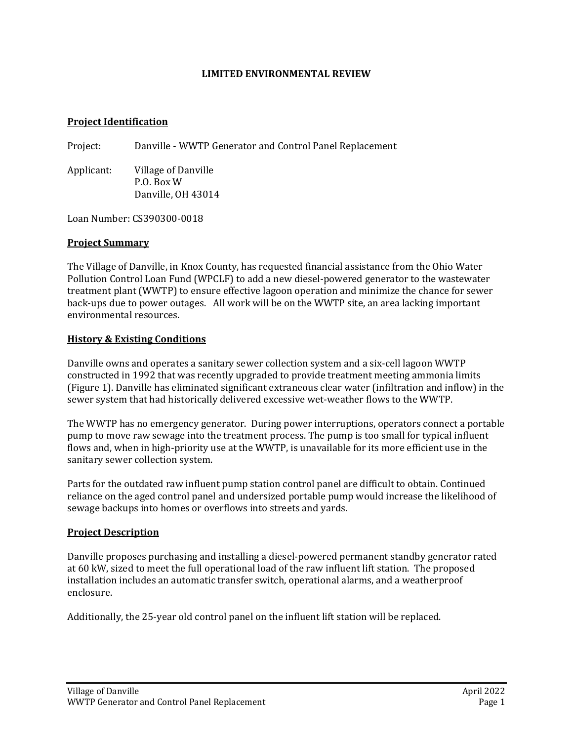**LIMITED ENVIRONMENTAL REVIEW**

**Project Identification**

Project: Danville - WWTP Generator and Control Panel Replacement

Applicant: Village of Danville
P.O. Box W
Danville, OH 43014

Loan Number: CS390300-0018

**Project Summary**

The Village of Danville, in Knox County, has requested financial assistance from the Ohio Water Pollution Control Loan Fund (WPCLF) to add a new diesel-powered generator to the wastewater treatment plant (WWTP) to ensure effective lagoon operation and minimize the chance for sewer back-ups due to power outages. All work will be on the WWTP site, an area lacking important environmental resources.

**History & Existing Conditions**

Danville owns and operates a sanitary sewer collection system and a six-cell lagoon WWTP constructed in 1992 that was recently upgraded to provide treatment meeting ammonia limits (Figure 1). Danville has eliminated significant extraneous clear water (infiltration and inflow) in the sewer system that had historically delivered excessive wet-weather flows to the WWTP.

The WWTP has no emergency generator. During power interruptions, operators connect a portable pump to move raw sewage into the treatment process. The pump is too small for typical influent flows and, when in high-priority use at the WWTP, is unavailable for its more efficient use in the sanitary sewer collection system.

Parts for the outdated raw influent pump station control panel are difficult to obtain. Continued reliance on the aged control panel and undersized portable pump would increase the likelihood of sewage backups into homes or overflows into streets and yards.

**Project Description**

Danville proposes purchasing and installing a diesel-powered permanent standby generator rated at 60 kW, sized to meet the full operational load of the raw influent lift station. The proposed installation includes an automatic transfer switch, operational alarms, and a weatherproof enclosure.

Additionally, the 25-year old control panel on the influent lift station will be replaced.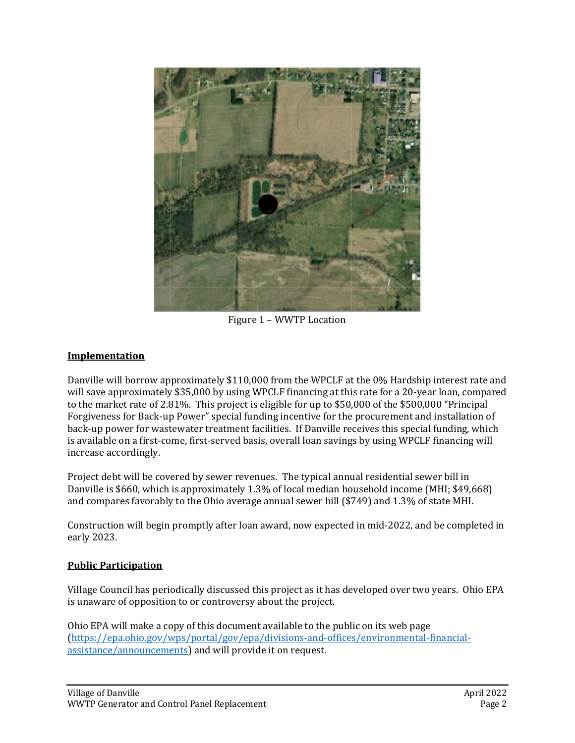Figure 1 – WWTP Location

## Implementation

Danville will borrow approximately $110,000 from the WPCLF at the 0% Hardship interest rate and will save approximately $35,000 by using WPCLF financing at this rate for a 20-year loan, compared to the market rate of 2.81%. This project is eligible for up to $50,000 of the $500,000 "Principal Forgiveness for Back-up Power" special funding incentive for the procurement and installation of back-up power for wastewater treatment facilities. If Danville receives this special funding, which is available on a first-come, first-served basis, overall loan savings by using WPCLF financing will increase accordingly.

Project debt will be covered by sewer revenues. The typical annual residential sewer bill in Danville is $660, which is approximately 1.3% of local median household income (MHI; $49,668) and compares favorably to the Ohio average annual sewer bill ($749) and 1.3% of state MHI.

Construction will begin promptly after loan award, now expected in mid-2022, and be completed in early 2023.

## Public Participation

Village Council has periodically discussed this project as it has developed over two years. Ohio EPA is unaware of opposition to or controversy about the project.

Ohio EPA will make a copy of this document available to the public on its web page (https://epa.ohio.gov/wps/portal/gov/epa/divisions-and-offices/environmental-financial-assistance/announcements) and will provide it on request.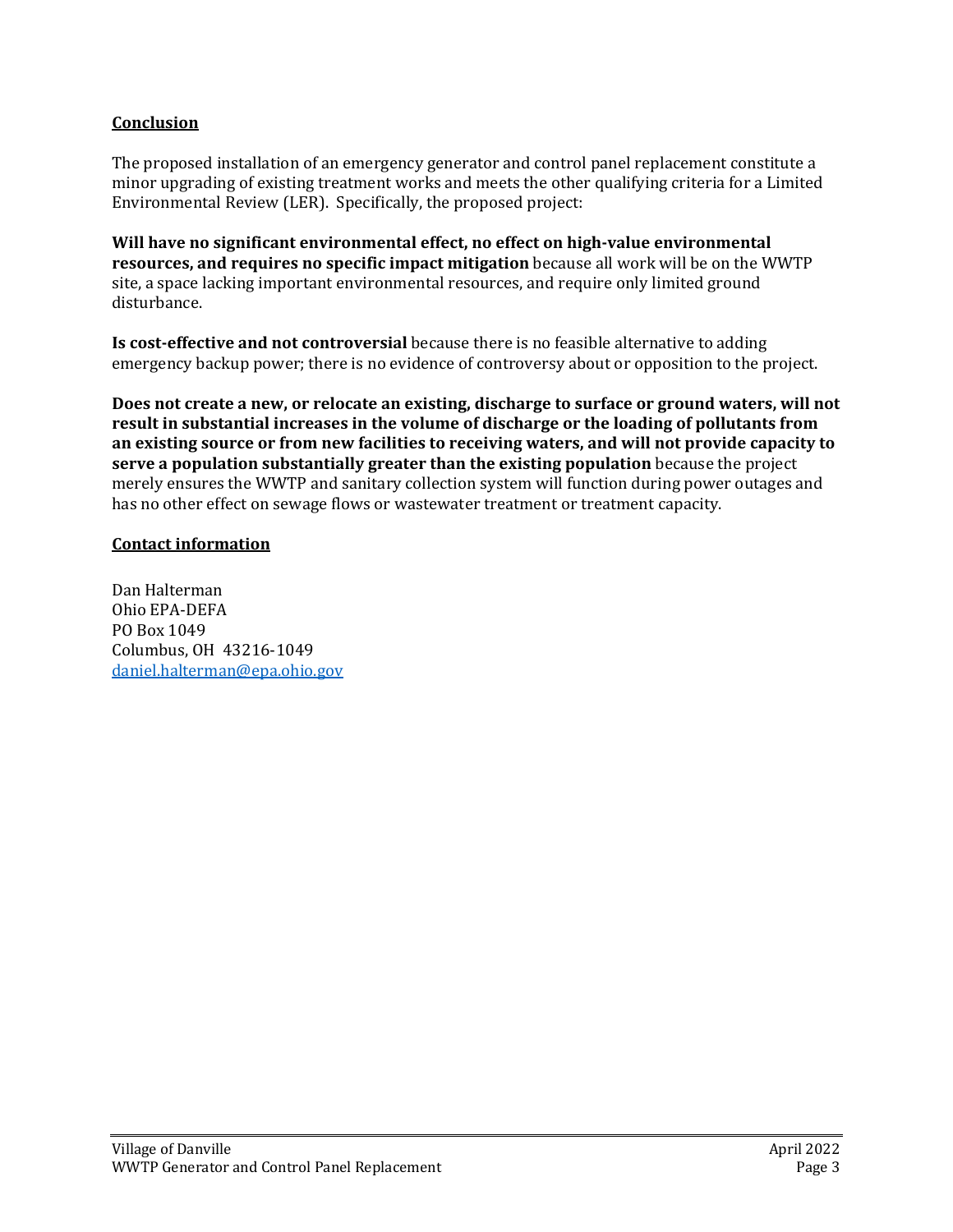**Conclusion**

The proposed installation of an emergency generator and control panel replacement constitute a minor upgrading of existing treatment works and meets the other qualifying criteria for a Limited Environmental Review (LER). Specifically, the proposed project:

**Will have no significant environmental effect, no effect on high-value environmental resources, and requires no specific impact mitigation** because all work will be on the WWTP site, a space lacking important environmental resources, and require only limited ground disturbance.

**Is cost-effective and not controversial** because there is no feasible alternative to adding emergency backup power; there is no evidence of controversy about or opposition to the project.

**Does not create a new, or relocate an existing, discharge to surface or ground waters, will not result in substantial increases in the volume of discharge or the loading of pollutants from an existing source or from new facilities to receiving waters, and will not provide capacity to serve a population substantially greater than the existing population** because the project merely ensures the WWTP and sanitary collection system will function during power outages and has no other effect on sewage flows or wastewater treatment or treatment capacity.

**Contact information**

Dan Halterman
Ohio EPA-DEFA
PO Box 1049
Columbus, OH 43216-1049
daniel.halterman@epa.ohio.gov